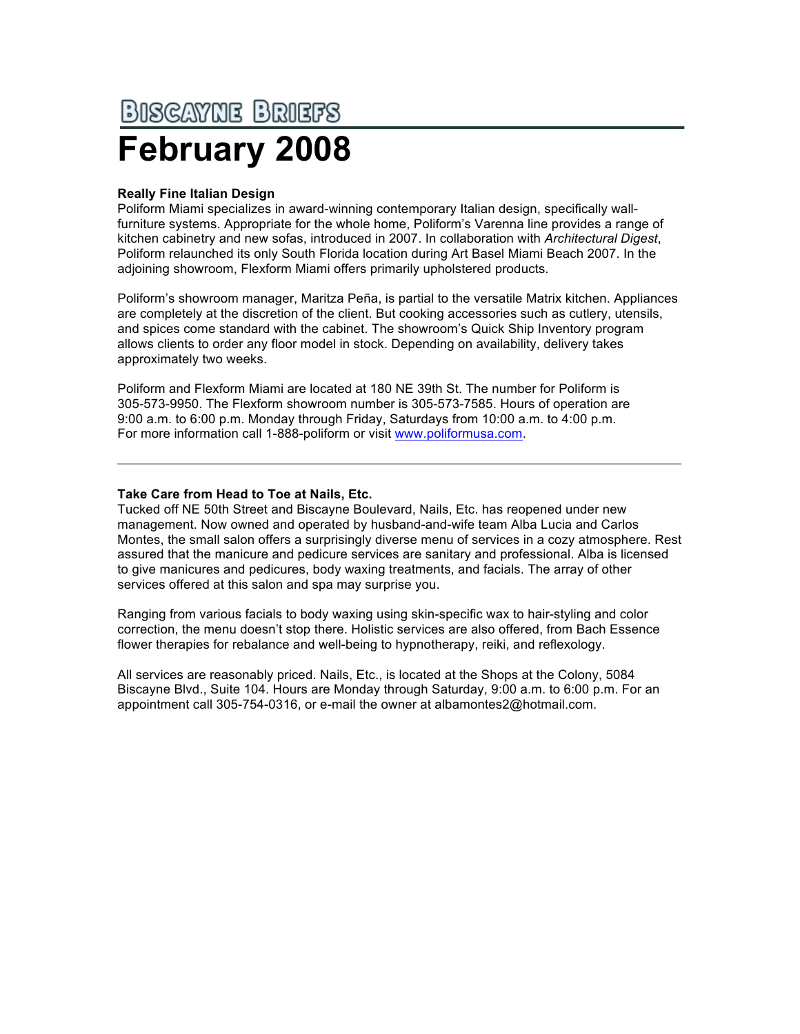# Biscayne Briefs

# February 2008

**Really Fine Italian Design**
Poliform Miami specializes in award-winning contemporary Italian design, specifically wall-furniture systems. Appropriate for the whole home, Poliform's Varenna line provides a range of kitchen cabinetry and new sofas, introduced in 2007. In collaboration with *Architectural Digest*, Poliform relaunched its only South Florida location during Art Basel Miami Beach 2007. In the adjoining showroom, Flexform Miami offers primarily upholstered products.

Poliform's showroom manager, Maritza Peña, is partial to the versatile Matrix kitchen. Appliances are completely at the discretion of the client. But cooking accessories such as cutlery, utensils, and spices come standard with the cabinet. The showroom's Quick Ship Inventory program allows clients to order any floor model in stock. Depending on availability, delivery takes approximately two weeks.

Poliform and Flexform Miami are located at 180 NE 39th St. The number for Poliform is 305-573-9950. The Flexform showroom number is 305-573-7585. Hours of operation are 9:00 a.m. to 6:00 p.m. Monday through Friday, Saturdays from 10:00 a.m. to 4:00 p.m. For more information call 1-888-poliform or visit [www.poliformusa.com](http://www.poliformusa.com).

---

**Take Care from Head to Toe at Nails, Etc.**
Tucked off NE 50th Street and Biscayne Boulevard, Nails, Etc. has reopened under new management. Now owned and operated by husband-and-wife team Alba Lucia and Carlos Montes, the small salon offers a surprisingly diverse menu of services in a cozy atmosphere. Rest assured that the manicure and pedicure services are sanitary and professional. Alba is licensed to give manicures and pedicures, body waxing treatments, and facials. The array of other services offered at this salon and spa may surprise you.

Ranging from various facials to body waxing using skin-specific wax to hair-styling and color correction, the menu doesn't stop there. Holistic services are also offered, from Bach Essence flower therapies for rebalance and well-being to hypnotherapy, reiki, and reflexology.

All services are reasonably priced. Nails, Etc., is located at the Shops at the Colony, 5084 Biscayne Blvd., Suite 104. Hours are Monday through Saturday, 9:00 a.m. to 6:00 p.m. For an appointment call 305-754-0316, or e-mail the owner at albamontes2@hotmail.com.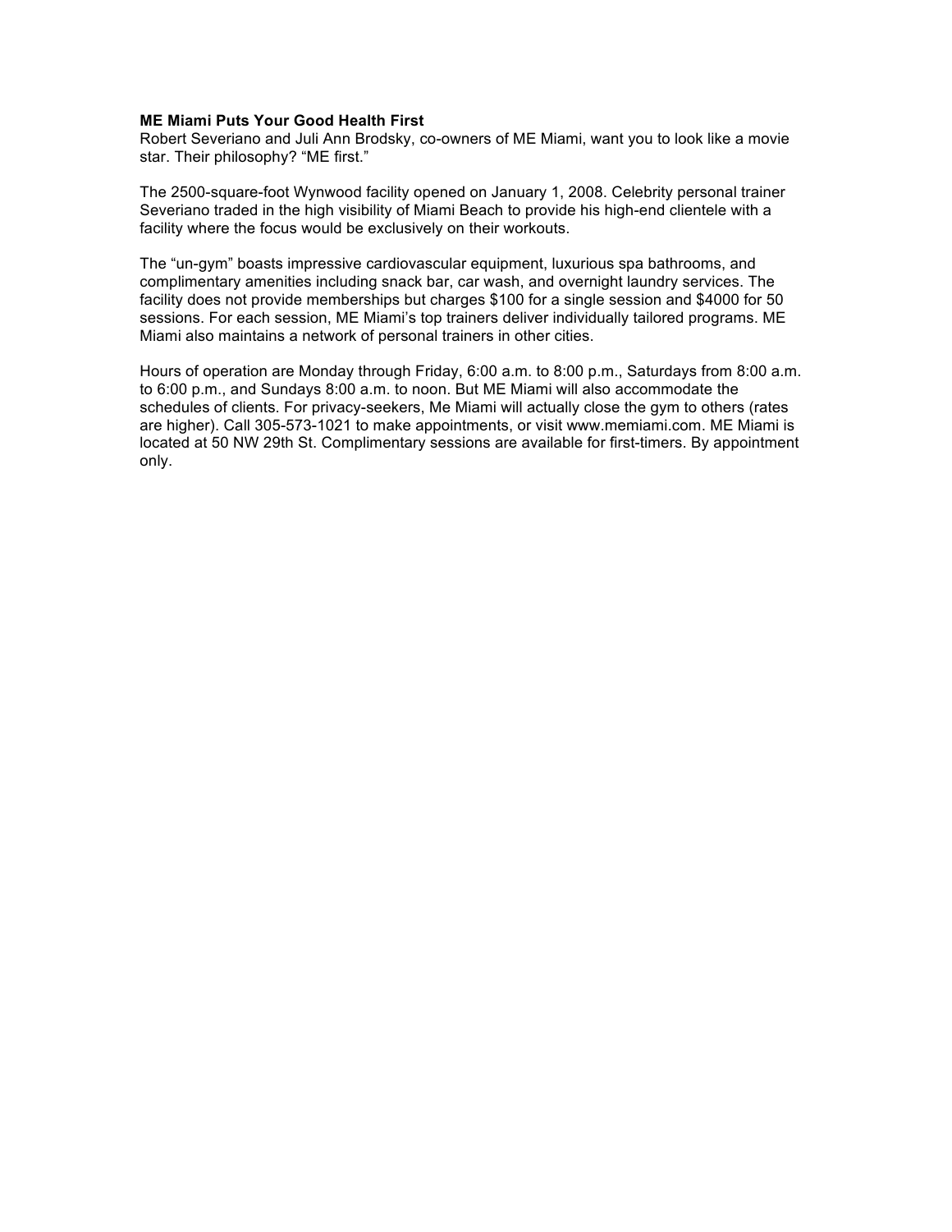**ME Miami Puts Your Good Health First**

Robert Severiano and Juli Ann Brodsky, co-owners of ME Miami, want you to look like a movie star. Their philosophy? "ME first."

The 2500-square-foot Wynwood facility opened on January 1, 2008. Celebrity personal trainer Severiano traded in the high visibility of Miami Beach to provide his high-end clientele with a facility where the focus would be exclusively on their workouts.

The "un-gym" boasts impressive cardiovascular equipment, luxurious spa bathrooms, and complimentary amenities including snack bar, car wash, and overnight laundry services. The facility does not provide memberships but charges $100 for a single session and $4000 for 50 sessions. For each session, ME Miami's top trainers deliver individually tailored programs. ME Miami also maintains a network of personal trainers in other cities.

Hours of operation are Monday through Friday, 6:00 a.m. to 8:00 p.m., Saturdays from 8:00 a.m. to 6:00 p.m., and Sundays 8:00 a.m. to noon. But ME Miami will also accommodate the schedules of clients. For privacy-seekers, Me Miami will actually close the gym to others (rates are higher). Call 305-573-1021 to make appointments, or visit www.memiami.com. ME Miami is located at 50 NW 29th St. Complimentary sessions are available for first-timers. By appointment only.